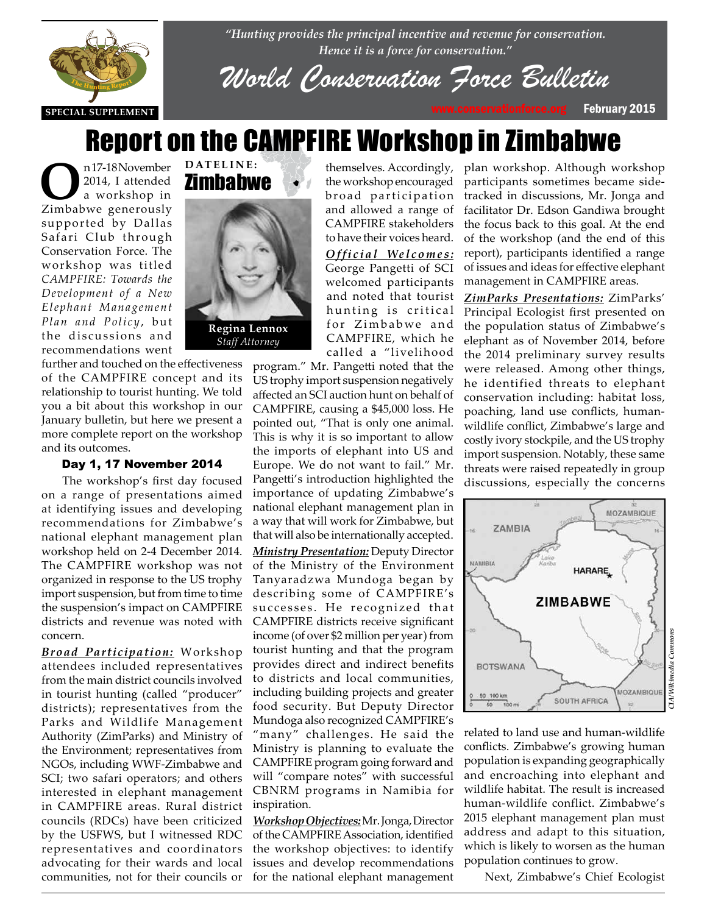*"Hunting provides the principal incentive and revenue for conservation. Hence it is a force for conservation."*

# World Conservation Force Bulletin

SPECIAL SUPPLEMENT

www.conservationforce.org February 2015

# Report on the CAMPFIRE Workshop in Zimbabwe

**DATELINE:** Zimbabwe

**Regina Lennox**
*Staff Attorney*

On 17-18 November 2014, I attended a workshop in Zimbabwe generously supported by Dallas Safari Club through Conservation Force. The workshop was titled *CAMPFIRE: Towards the Development of a New Elephant Management Plan and Policy*, but the discussions and recommendations went further and touched on the effectiveness of the CAMPFIRE concept and its relationship to tourist hunting. We told you a bit about this workshop in our January bulletin, but here we present a more complete report on the workshop and its outcomes.

### Day 1, 17 November 2014

The workshop's first day focused on a range of presentations aimed at identifying issues and developing recommendations for Zimbabwe's national elephant management plan workshop held on 2-4 December 2014. The CAMPFIRE workshop was not organized in response to the US trophy import suspension, but from time to time the suspension's impact on CAMPFIRE districts and revenue was noted with concern.

***Broad Participation:*** Workshop attendees included representatives from the main district councils involved in tourist hunting (called "producer" districts); representatives from the Parks and Wildlife Management Authority (ZimParks) and Ministry of the Environment; representatives from NGOs, including WWF-Zimbabwe and SCI; two safari operators; and others interested in elephant management in CAMPFIRE areas. Rural district councils (RDCs) have been criticized by the USFWS, but I witnessed RDC representatives and coordinators advocating for their wards and local communities, not for their councils or themselves. Accordingly, the workshop encouraged broad participation and allowed a range of CAMPFIRE stakeholders to have their voices heard.

***Official Welcomes:*** George Pangetti of SCI welcomed participants and noted that tourist hunting is critical for Zimbabwe and CAMPFIRE, which he called a "livelihood program." Mr. Pangetti noted that the US trophy import suspension negatively affected an SCI auction hunt on behalf of CAMPFIRE, causing a $45,000 loss. He pointed out, "That is only one animal. This is why it is so important to allow the imports of elephant into US and Europe. We do not want to fail." Mr. Pangetti's introduction highlighted the importance of updating Zimbabwe's national elephant management plan in a way that will work for Zimbabwe, but that will also be internationally accepted.

***Ministry Presentation:*** Deputy Director of the Ministry of the Environment Tanyaradzwa Mundoga began by describing some of CAMPFIRE's successes. He recognized that CAMPFIRE districts receive significant income (of over $2 million per year) from tourist hunting and that the program provides direct and indirect benefits to districts and local communities, including building projects and greater food security. But Deputy Director Mundoga also recognized CAMPFIRE's "many" challenges. He said the Ministry is planning to evaluate the CAMPFIRE program going forward and will "compare notes" with successful CBNRM programs in Namibia for inspiration.

***Workshop Objectives:*** Mr. Jonga, Director of the CAMPFIRE Association, identified the workshop objectives: to identify issues and develop recommendations for the national elephant management plan workshop. Although workshop participants sometimes became sidetracked in discussions, Mr. Jonga and facilitator Dr. Edson Gandiwa brought the focus back to this goal. At the end of the workshop (and the end of this report), participants identified a range of issues and ideas for effective elephant management in CAMPFIRE areas.

***ZimParks Presentations:*** ZimParks' Principal Ecologist first presented on the population status of Zimbabwe's elephant as of November 2014, before the 2014 preliminary survey results were released. Among other things, he identified threats to elephant conservation including: habitat loss, poaching, land use conflicts, human-wildlife conflict, Zimbabwe's large and costly ivory stockpile, and the US trophy import suspension. Notably, these same threats were raised repeatedly in group discussions, especially the concerns related to land use and human-wildlife conflicts. Zimbabwe's growing human population is expanding geographically and encroaching into elephant and wildlife habitat. The result is increased human-wildlife conflict. Zimbabwe's 2015 elephant management plan must address and adapt to this situation, which is likely to worsen as the human population continues to grow.

*CIA/Wikimedia Commons*

Next, Zimbabwe's Chief Ecologist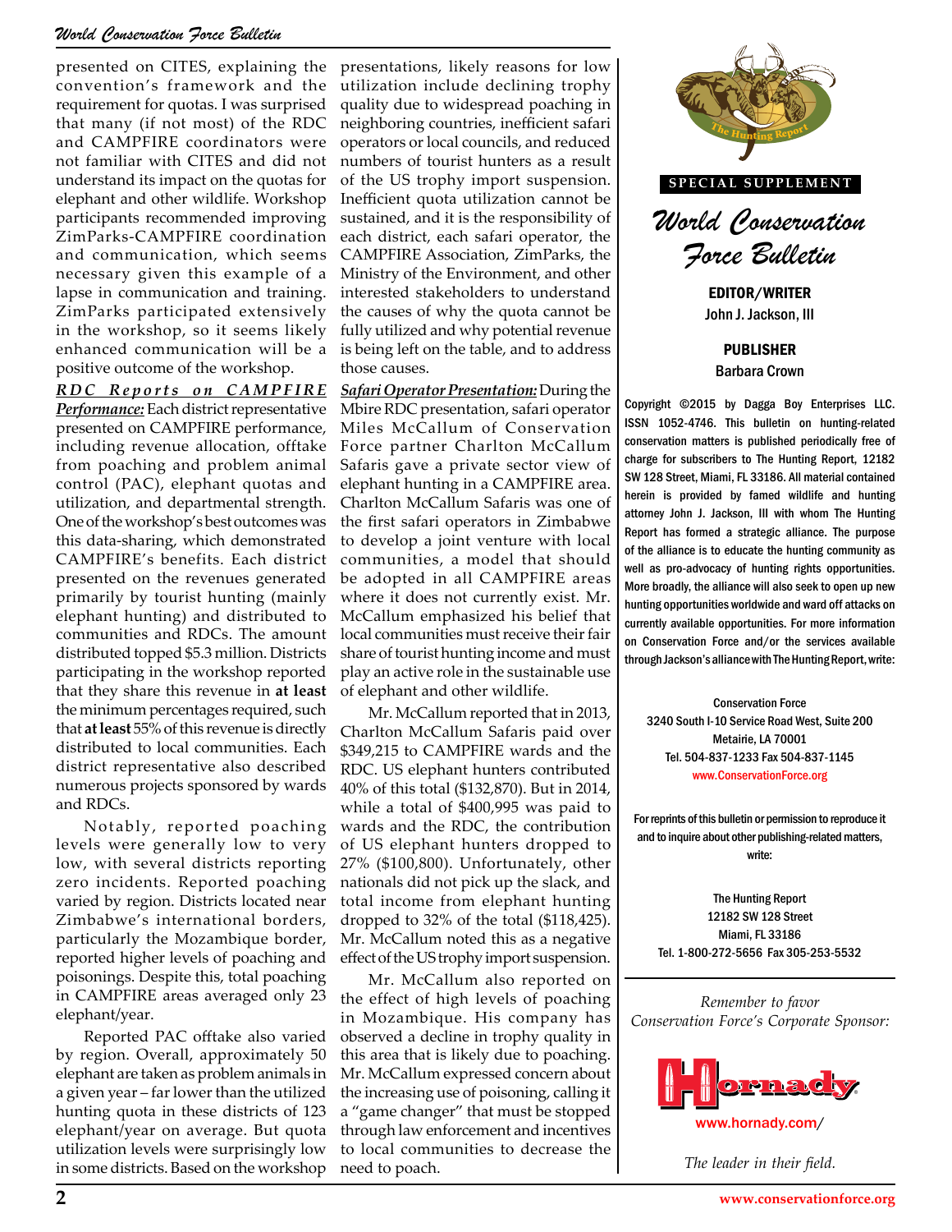presented on CITES, explaining the convention's framework and the requirement for quotas. I was surprised that many (if not most) of the RDC and CAMPFIRE coordinators were not familiar with CITES and did not understand its impact on the quotas for elephant and other wildlife. Workshop participants recommended improving ZimParks-CAMPFIRE coordination and communication, which seems necessary given this example of a lapse in communication and training. ZimParks participated extensively in the workshop, so it seems likely enhanced communication will be a positive outcome of the workshop.

***RDC Reports on CAMPFIRE Performance:*** Each district representative presented on CAMPFIRE performance, including revenue allocation, offtake from poaching and problem animal control (PAC), elephant quotas and utilization, and departmental strength. One of the workshop's best outcomes was this data-sharing, which demonstrated CAMPFIRE's benefits. Each district presented on the revenues generated primarily by tourist hunting (mainly elephant hunting) and distributed to communities and RDCs. The amount distributed topped $5.3 million. Districts participating in the workshop reported that they share this revenue in **at least** the minimum percentages required, such that **at least** 55% of this revenue is directly distributed to local communities. Each district representative also described numerous projects sponsored by wards and RDCs.

Notably, reported poaching levels were generally low to very low, with several districts reporting zero incidents. Reported poaching varied by region. Districts located near Zimbabwe's international borders, particularly the Mozambique border, reported higher levels of poaching and poisonings. Despite this, total poaching in CAMPFIRE areas averaged only 23 elephant/year.

Reported PAC offtake also varied by region. Overall, approximately 50 elephant are taken as problem animals in a given year – far lower than the utilized hunting quota in these districts of 123 elephant/year on average. But quota utilization levels were surprisingly low in some districts. Based on the workshop presentations, likely reasons for low utilization include declining trophy quality due to widespread poaching in neighboring countries, inefficient safari operators or local councils, and reduced numbers of tourist hunters as a result of the US trophy import suspension. Inefficient quota utilization cannot be sustained, and it is the responsibility of each district, each safari operator, the CAMPFIRE Association, ZimParks, the Ministry of the Environment, and other interested stakeholders to understand the causes of why the quota cannot be fully utilized and why potential revenue is being left on the table, and to address those causes.

***Safari Operator Presentation:*** During the Mbire RDC presentation, safari operator Miles McCallum of Conservation Force partner Charlton McCallum Safaris gave a private sector view of elephant hunting in a CAMPFIRE area. Charlton McCallum Safaris was one of the first safari operators in Zimbabwe to develop a joint venture with local communities, a model that should be adopted in all CAMPFIRE areas where it does not currently exist. Mr. McCallum emphasized his belief that local communities must receive their fair share of tourist hunting income and must play an active role in the sustainable use of elephant and other wildlife.

Mr. McCallum reported that in 2013, Charlton McCallum Safaris paid over $349,215 to CAMPFIRE wards and the RDC. US elephant hunters contributed 40% of this total ($132,870). But in 2014, while a total of $400,995 was paid to wards and the RDC, the contribution of US elephant hunters dropped to 27% ($100,800). Unfortunately, other nationals did not pick up the slack, and total income from elephant hunting dropped to 32% of the total ($118,425). Mr. McCallum noted this as a negative effect of the US trophy import suspension.

Mr. McCallum also reported on the effect of high levels of poaching in Mozambique. His company has observed a decline in trophy quality in this area that is likely due to poaching. Mr. McCallum expressed concern about the increasing use of poisoning, calling it a "game changer" that must be stopped through law enforcement and incentives to local communities to decrease the need to poach.

---

**SPECIAL SUPPLEMENT**

*World Conservation Force Bulletin*

**EDITOR/WRITER**
John J. Jackson, III

**PUBLISHER**
Barbara Crown

Copyright ©2015 by Dagga Boy Enterprises LLC. ISSN 1052-4746. This bulletin on hunting-related conservation matters is published periodically free of charge for subscribers to The Hunting Report, 12182 SW 128 Street, Miami, FL 33186. All material contained herein is provided by famed wildlife and hunting attorney John J. Jackson, III with whom The Hunting Report has formed a strategic alliance. The purpose of the alliance is to educate the hunting community as well as pro-advocacy of hunting rights opportunities. More broadly, the alliance will also seek to open up new hunting opportunities worldwide and ward off attacks on currently available opportunities. For more information on Conservation Force and/or the services available through Jackson's alliance with The Hunting Report, write:

Conservation Force
3240 South I-10 Service Road West, Suite 200
Metairie, LA 70001
Tel. 504-837-1233 Fax 504-837-1145
www.ConservationForce.org

For reprints of this bulletin or permission to reproduce it and to inquire about other publishing-related matters, write:

The Hunting Report
12182 SW 128 Street
Miami, FL 33186
Tel. 1-800-272-5656 Fax 305-253-5532

*Remember to favor Conservation Force's Corporate Sponsor:*

Hornady
www.hornady.com/

*The leader in their field.*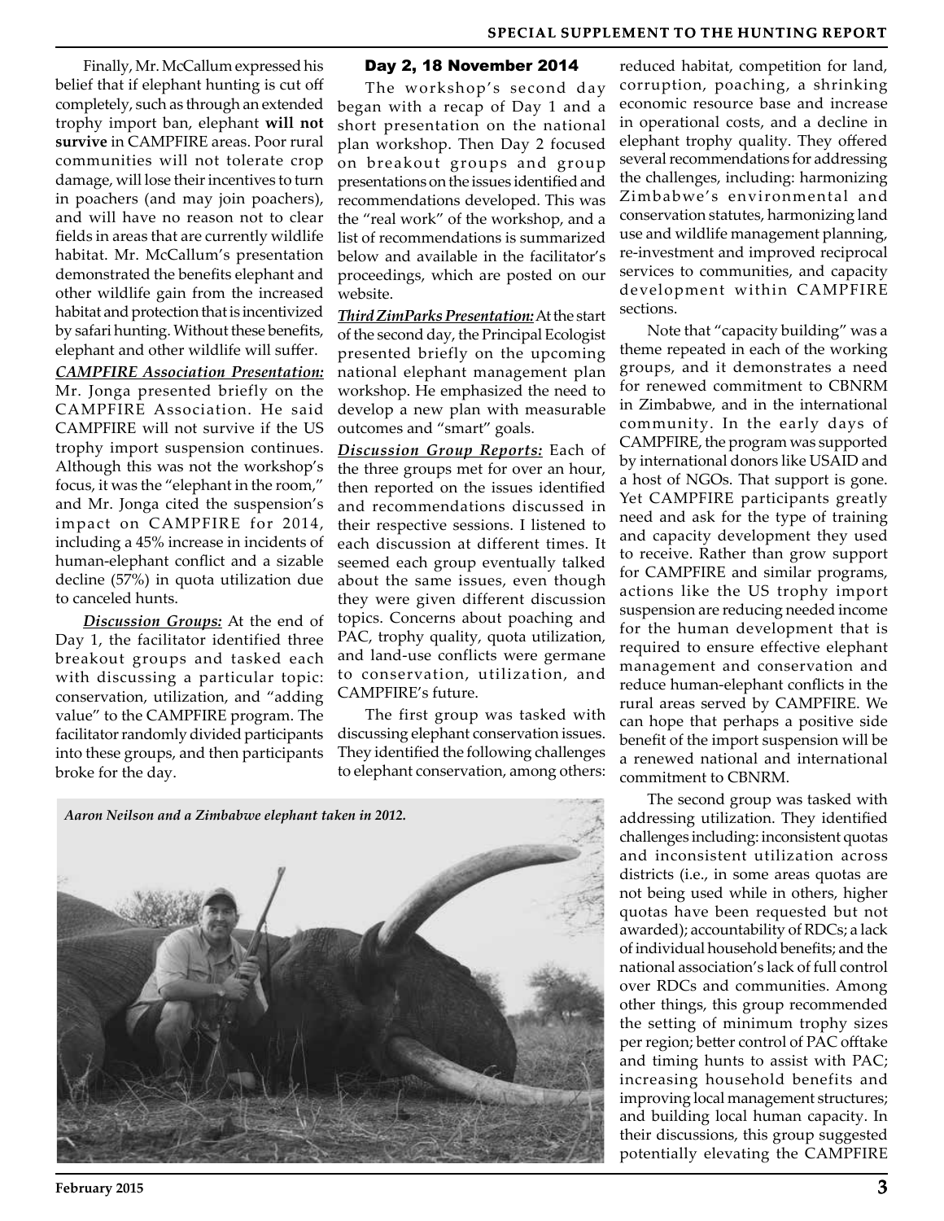Finally, Mr. McCallum expressed his belief that if elephant hunting is cut off completely, such as through an extended trophy import ban, elephant **will not survive** in CAMPFIRE areas. Poor rural communities will not tolerate crop damage, will lose their incentives to turn in poachers (and may join poachers), and will have no reason not to clear fields in areas that are currently wildlife habitat. Mr. McCallum's presentation demonstrated the benefits elephant and other wildlife gain from the increased habitat and protection that is incentivized by safari hunting. Without these benefits, elephant and other wildlife will suffer.

***CAMPFIRE Association Presentation:*** Mr. Jonga presented briefly on the CAMPFIRE Association. He said CAMPFIRE will not survive if the US trophy import suspension continues. Although this was not the workshop's focus, it was the "elephant in the room," and Mr. Jonga cited the suspension's impact on CAMPFIRE for 2014, including a 45% increase in incidents of human-elephant conflict and a sizable decline (57%) in quota utilization due to canceled hunts.

***Discussion Groups:*** At the end of Day 1, the facilitator identified three breakout groups and tasked each with discussing a particular topic: conservation, utilization, and "adding value" to the CAMPFIRE program. The facilitator randomly divided participants into these groups, and then participants broke for the day.

## Day 2, 18 November 2014

The workshop's second day began with a recap of Day 1 and a short presentation on the national plan workshop. Then Day 2 focused on breakout groups and group presentations on the issues identified and recommendations developed. This was the "real work" of the workshop, and a list of recommendations is summarized below and available in the facilitator's proceedings, which are posted on our website.

***Third ZimParks Presentation:*** At the start of the second day, the Principal Ecologist presented briefly on the upcoming national elephant management plan workshop. He emphasized the need to develop a new plan with measurable outcomes and "smart" goals.

***Discussion Group Reports:*** Each of the three groups met for over an hour, then reported on the issues identified and recommendations discussed in their respective sessions. I listened to each discussion at different times. It seemed each group eventually talked about the same issues, even though they were given different discussion topics. Concerns about poaching and PAC, trophy quality, quota utilization, and land-use conflicts were germane to conservation, utilization, and CAMPFIRE's future.

The first group was tasked with discussing elephant conservation issues. They identified the following challenges to elephant conservation, among others: reduced habitat, competition for land, corruption, poaching, a shrinking economic resource base and increase in operational costs, and a decline in elephant trophy quality. They offered several recommendations for addressing the challenges, including: harmonizing Zimbabwe's environmental and conservation statutes, harmonizing land use and wildlife management planning, re-investment and improved reciprocal services to communities, and capacity development within CAMPFIRE sections.

*Aaron Neilson and a Zimbabwe elephant taken in 2012.*

Note that "capacity building" was a theme repeated in each of the working groups, and it demonstrates a need for renewed commitment to CBNRM in Zimbabwe, and in the international community. In the early days of CAMPFIRE, the program was supported by international donors like USAID and a host of NGOs. That support is gone. Yet CAMPFIRE participants greatly need and ask for the type of training and capacity development they used to receive. Rather than grow support for CAMPFIRE and similar programs, actions like the US trophy import suspension are reducing needed income for the human development that is required to ensure effective elephant management and conservation and reduce human-elephant conflicts in the rural areas served by CAMPFIRE. We can hope that perhaps a positive side benefit of the import suspension will be a renewed national and international commitment to CBNRM.

The second group was tasked with addressing utilization. They identified challenges including: inconsistent quotas and inconsistent utilization across districts (i.e., in some areas quotas are not being used while in others, higher quotas have been requested but not awarded); accountability of RDCs; a lack of individual household benefits; and the national association's lack of full control over RDCs and communities. Among other things, this group recommended the setting of minimum trophy sizes per region; better control of PAC offtake and timing hunts to assist with PAC; increasing household benefits and improving local management structures; and building local human capacity. In their discussions, this group suggested potentially elevating the CAMPFIRE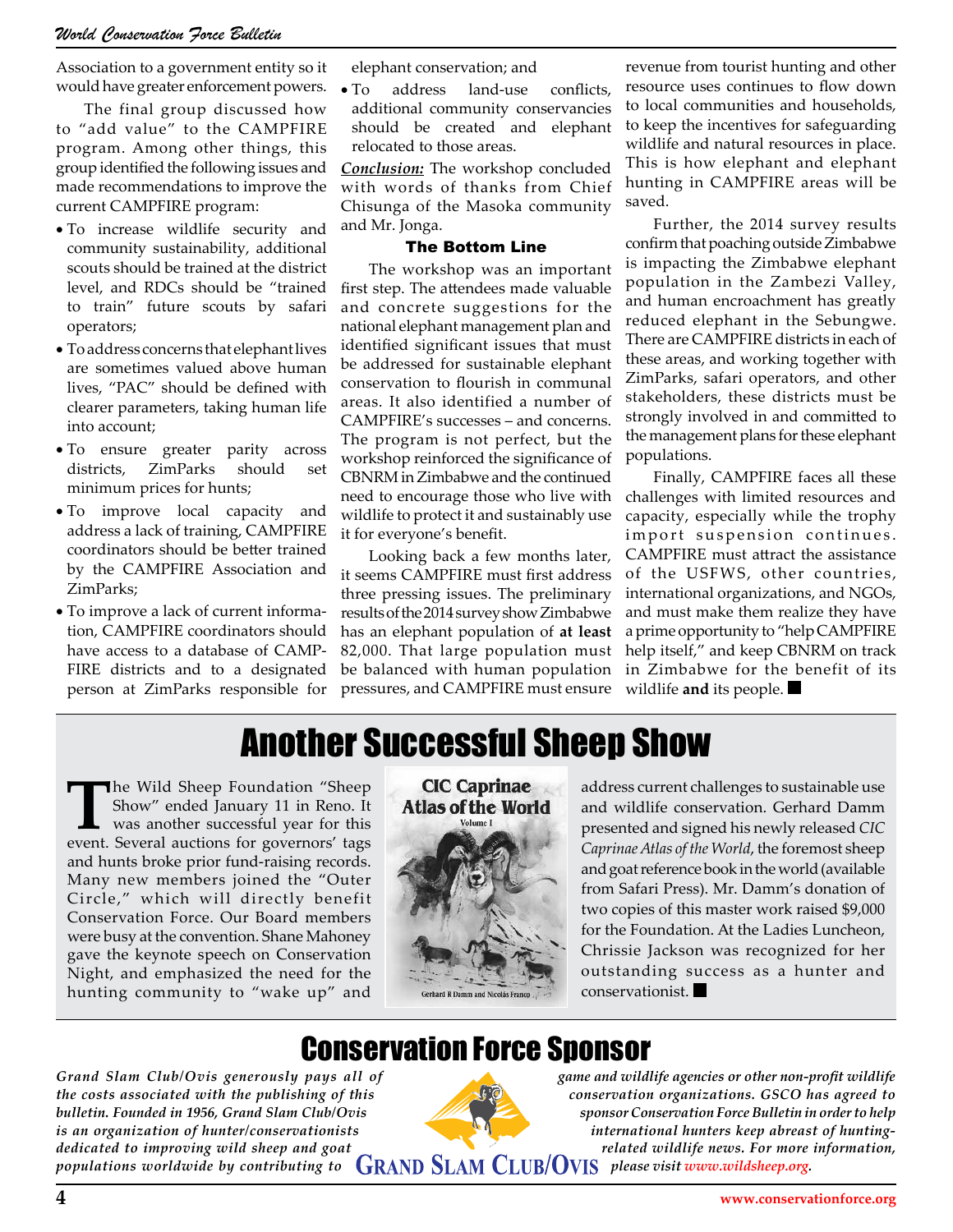Association to a government entity so it would have greater enforcement powers.

The final group discussed how to "add value" to the CAMPFIRE program. Among other things, this group identified the following issues and made recommendations to improve the current CAMPFIRE program:

- To increase wildlife security and community sustainability, additional scouts should be trained at the district level, and RDCs should be "trained to train" future scouts by safari operators;
- To address concerns that elephant lives are sometimes valued above human lives, "PAC" should be defined with clearer parameters, taking human life into account;
- To ensure greater parity across districts, ZimParks should set minimum prices for hunts;
- To improve local capacity and address a lack of training, CAMPFIRE coordinators should be better trained by the CAMPFIRE Association and ZimParks;
- To improve a lack of current information, CAMPFIRE coordinators should have access to a database of CAMPFIRE districts and to a designated person at ZimParks responsible for elephant conservation; and
- To address land-use conflicts, additional community conservancies should be created and elephant relocated to those areas.

***Conclusion:*** The workshop concluded with words of thanks from Chief Chisunga of the Masoka community and Mr. Jonga.

### The Bottom Line

The workshop was an important first step. The attendees made valuable and concrete suggestions for the national elephant management plan and identified significant issues that must be addressed for sustainable elephant conservation to flourish in communal areas. It also identified a number of CAMPFIRE's successes – and concerns. The program is not perfect, but the workshop reinforced the significance of CBNRM in Zimbabwe and the continued need to encourage those who live with wildlife to protect it and sustainably use it for everyone's benefit.

Looking back a few months later, it seems CAMPFIRE must first address three pressing issues. The preliminary results of the 2014 survey show Zimbabwe has an elephant population of **at least** 82,000. That large population must be balanced with human population pressures, and CAMPFIRE must ensure revenue from tourist hunting and other resource uses continues to flow down to local communities and households, to keep the incentives for safeguarding wildlife and natural resources in place. This is how elephant and elephant hunting in CAMPFIRE areas will be saved.

Further, the 2014 survey results confirm that poaching outside Zimbabwe is impacting the Zimbabwe elephant population in the Zambezi Valley, and human encroachment has greatly reduced elephant in the Sebungwe. There are CAMPFIRE districts in each of these areas, and working together with ZimParks, safari operators, and other stakeholders, these districts must be strongly involved in and committed to the management plans for these elephant populations.

Finally, CAMPFIRE faces all these challenges with limited resources and capacity, especially while the trophy import suspension continues. CAMPFIRE must attract the assistance of the USFWS, other countries, international organizations, and NGOs, and must make them realize they have a prime opportunity to "help CAMPFIRE help itself," and keep CBNRM on track in Zimbabwe for the benefit of its wildlife **and** its people. ■

# Another Successful Sheep Show

The Wild Sheep Foundation "Sheep Show" ended January 11 in Reno. It was another successful year for this event. Several auctions for governors' tags and hunts broke prior fund-raising records. Many new members joined the "Outer Circle," which will directly benefit Conservation Force. Our Board members were busy at the convention. Shane Mahoney gave the keynote speech on Conservation Night, and emphasized the need for the hunting community to "wake up" and address current challenges to sustainable use and wildlife conservation. Gerhard Damm presented and signed his newly released *CIC Caprinae Atlas of the World*, the foremost sheep and goat reference book in the world (available from Safari Press). Mr. Damm's donation of two copies of this master work raised $9,000 for the Foundation. At the Ladies Luncheon, Chrissie Jackson was recognized for her outstanding success as a hunter and conservationist. ■

CIC Caprinae Atlas of the World
Volume I
Gerhard R Damm and Nicolás Franco

# Conservation Force Sponsor

*Grand Slam Club/Ovis generously pays all of the costs associated with the publishing of this bulletin. Founded in 1956, Grand Slam Club/Ovis is an organization of hunter/conservationists dedicated to improving wild sheep and goat populations worldwide by contributing to game and wildlife agencies or other non-profit wildlife conservation organizations. GSCO has agreed to sponsor Conservation Force Bulletin in order to help international hunters keep abreast of hunting-related wildlife news. For more information, please visit www.wildsheep.org.*

GRAND SLAM CLUB/OVIS